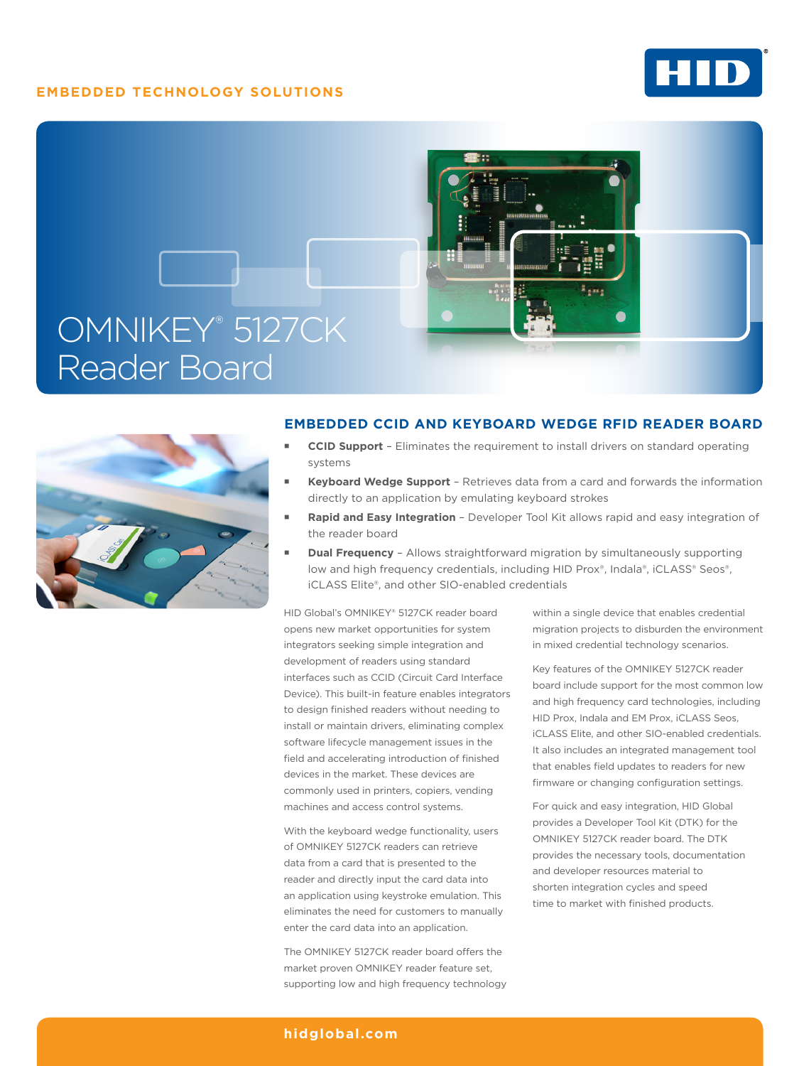EMBEDDED TECHNOLOGY SOLUTIONS

# OMNIKEY® 5127CK Reader Board

## EMBEDDED CCID AND KEYBOARD WEDGE RFID READER BOARD

- **CCID Support** – Eliminates the requirement to install drivers on standard operating systems
- **Keyboard Wedge Support** – Retrieves data from a card and forwards the information directly to an application by emulating keyboard strokes
- **Rapid and Easy Integration** – Developer Tool Kit allows rapid and easy integration of the reader board
- **Dual Frequency** – Allows straightforward migration by simultaneously supporting low and high frequency credentials, including HID Prox®, Indala®, iCLASS® Seos®, iCLASS Elite®, and other SIO-enabled credentials

HID Global's OMNIKEY® 5127CK reader board opens new market opportunities for system integrators seeking simple integration and development of readers using standard interfaces such as CCID (Circuit Card Interface Device). This built-in feature enables integrators to design finished readers without needing to install or maintain drivers, eliminating complex software lifecycle management issues in the field and accelerating introduction of finished devices in the market. These devices are commonly used in printers, copiers, vending machines and access control systems.

With the keyboard wedge functionality, users of OMNIKEY 5127CK readers can retrieve data from a card that is presented to the reader and directly input the card data into an application using keystroke emulation. This eliminates the need for customers to manually enter the card data into an application.

The OMNIKEY 5127CK reader board offers the market proven OMNIKEY reader feature set, supporting low and high frequency technology within a single device that enables credential migration projects to disburden the environment in mixed credential technology scenarios.

Key features of the OMNIKEY 5127CK reader board include support for the most common low and high frequency card technologies, including HID Prox, Indala and EM Prox, iCLASS Seos, iCLASS Elite, and other SIO-enabled credentials. It also includes an integrated management tool that enables field updates to readers for new firmware or changing configuration settings.

For quick and easy integration, HID Global provides a Developer Tool Kit (DTK) for the OMNIKEY 5127CK reader board. The DTK provides the necessary tools, documentation and developer resources material to shorten integration cycles and speed time to market with finished products.

hidglobal.com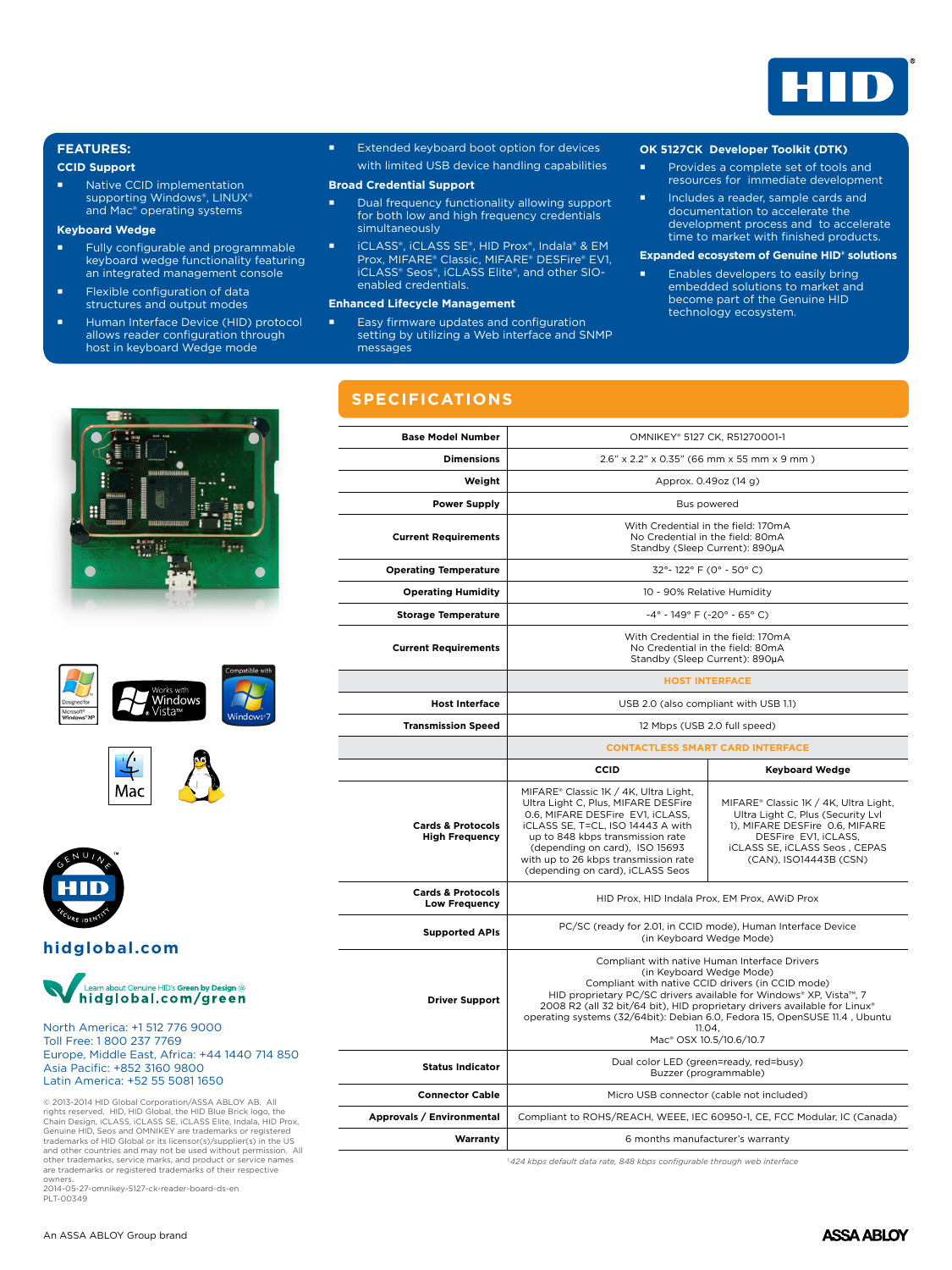## FEATURES:

### CCID Support

- Native CCID implementation supporting Windows®, LINUX® and Mac® operating systems

### Keyboard Wedge

- Fully configurable and programmable keyboard wedge functionality featuring an integrated management console
- Flexible configuration of data structures and output modes
- Human Interface Device (HID) protocol allows reader configuration through host in keyboard Wedge mode
- Extended keyboard boot option for devices with limited USB device handling capabilities

### Broad Credential Support

- Dual frequency functionality allowing support for both low and high frequency credentials simultaneously
- iCLASS®, iCLASS SE®, HID Prox®, Indala® & EM Prox, MIFARE® Classic, MIFARE® DESFire® EV1, iCLASS® Seos®, iCLASS Elite®, and other SIO-enabled credentials.

### Enhanced Lifecycle Management

- Easy firmware updates and configuration setting by utilizing a Web interface and SNMP messages

### OK 5127CK Developer Toolkit (DTK)

- Provides a complete set of tools and resources for immediate development
- Includes a reader, sample cards and documentation to accelerate the development process and to accelerate time to market with finished products.

### Expanded ecosystem of Genuine HID® solutions

- Enables developers to easily bring embedded solutions to market and become part of the Genuine HID technology ecosystem.

## SPECIFICATIONS

| | | |
|---|---|---|
| **Base Model Number** | OMNIKEY® 5127 CK, R51270001-1 | |
| **Dimensions** | 2.6" x 2.2" x 0.35" (66 mm x 55 mm x 9 mm ) | |
| **Weight** | Approx. 0.49oz (14 g) | |
| **Power Supply** | Bus powered | |
| **Current Requirements** | With Credential in the field: 170mA<br>No Credential in the field: 80mA<br>Standby (Sleep Current): 890µA | |
| **Operating Temperature** | 32°- 122° F (0° - 50° C) | |
| **Operating Humidity** | 10 - 90% Relative Humidity | |
| **Storage Temperature** | -4° - 149° F (-20° - 65° C) | |
| **Current Requirements** | With Credential in the field: 170mA<br>No Credential in the field: 80mA<br>Standby (Sleep Current): 890µA | |
| | HOST INTERFACE | |
| **Host Interface** | USB 2.0 (also compliant with USB 1.1) | |
| **Transmission Speed** | 12 Mbps (USB 2.0 full speed) | |
| | CONTACTLESS SMART CARD INTERFACE | |
| | **CCID** | **Keyboard Wedge** |
| **Cards & Protocols High Frequency** | MIFARE® Classic 1K / 4K, Ultra Light, Ultra Light C, Plus, MIFARE DESFire 0.6, MIFARE DESFire EV1, iCLASS, iCLASS SE, T=CL, ISO 14443 A with up to 848 kbps transmission rate (depending on card), ISO 15693 with up to 26 kbps transmission rate (depending on card), iCLASS Seos | MIFARE® Classic 1K / 4K, Ultra Light, Ultra Light C, Plus (Security Lvl 1), MIFARE DESFire 0.6, MIFARE DESFire EV1, iCLASS, iCLASS SE, iCLASS Seos , CEPAS (CAN), ISO14443B (CSN) |
| **Cards & Protocols Low Frequency** | HID Prox, HID Indala Prox, EM Prox, AWiD Prox | |
| **Supported APIs** | PC/SC (ready for 2.01, in CCID mode), Human Interface Device (in Keyboard Wedge Mode) | |
| **Driver Support** | Compliant with native Human Interface Drivers (in Keyboard Wedge Mode)<br>Compliant with native CCID drivers (in CCID mode)<br>HID proprietary PC/SC drivers available for Windows® XP, Vista™, 7 2008 R2 (all 32 bit/64 bit), HID proprietary drivers available for Linux® operating systems (32/64bit): Debian 6.0, Fedora 15, OpenSUSE 11.4 , Ubuntu 11.04,<br>Mac® OSX 10.5/10.6/10.7 | |
| **Status Indicator** | Dual color LED (green=ready, red=busy)<br>Buzzer (programmable) | |
| **Connector Cable** | Micro USB connector (cable not included) | |
| **Approvals / Environmental** | Compliant to ROHS/REACH, WEEE, IEC 60950-1, CE, FCC Modular, IC (Canada) | |
| **Warranty** | 6 months manufacturer's warranty | |

*[1]424 kbps default data rate, 848 kbps configurable through web interface*

**hidglobal.com**

Learn about Genuine HID's Green by Design @ hidglobal.com/green

North America: +1 512 776 9000
Toll Free: 1 800 237 7769
Europe, Middle East, Africa: +44 1440 714 850
Asia Pacific: +852 3160 9800
Latin America: +52 55 5081 1650

© 2013-2014 HID Global Corporation/ASSA ABLOY AB. All rights reserved. HID, HID Global, the HID Blue Brick logo, the Chain Design, iCLASS, iCLASS SE, iCLASS Elite, Indala, HID Prox, Genuine HID, Seos and OMNIKEY are trademarks or registered trademarks of HID Global or its licensor(s)/supplier(s) in the US and other countries and may not be used without permission. All other trademarks, service marks, and product or service names are trademarks or registered trademarks of their respective owners.
2014-05-27-omnikey-5127-ck-reader-board-ds-en
PLT-00349

An ASSA ABLOY Group brand